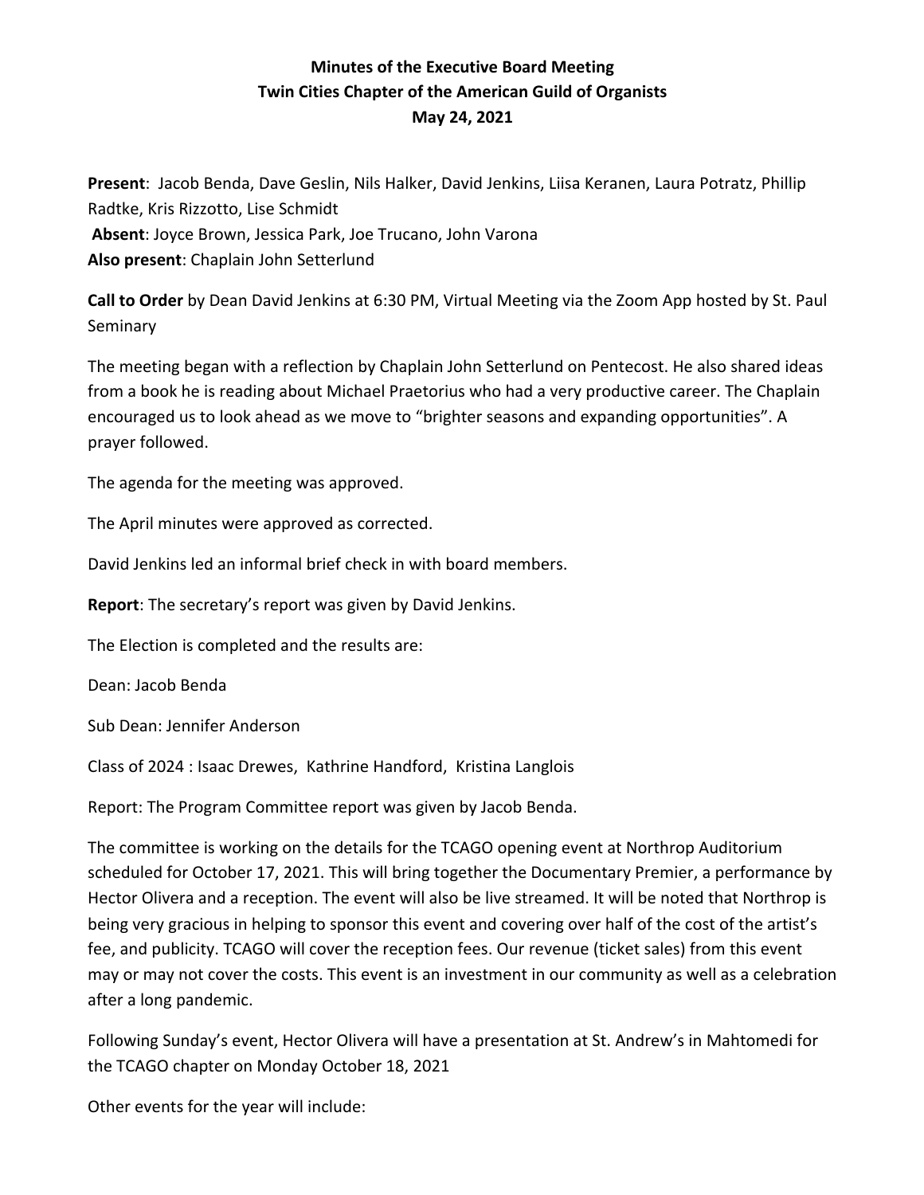**Minutes of the Executive Board Meeting**
**Twin Cities Chapter of the American Guild of Organists**
**May 24, 2021**

**Present**: Jacob Benda, Dave Geslin, Nils Halker, David Jenkins, Liisa Keranen, Laura Potratz, Phillip Radtke, Kris Rizzotto, Lise Schmidt
**Absent**: Joyce Brown, Jessica Park, Joe Trucano, John Varona
**Also present**: Chaplain John Setterlund

**Call to Order** by Dean David Jenkins at 6:30 PM, Virtual Meeting via the Zoom App hosted by St. Paul Seminary

The meeting began with a reflection by Chaplain John Setterlund on Pentecost. He also shared ideas from a book he is reading about Michael Praetorius who had a very productive career. The Chaplain encouraged us to look ahead as we move to "brighter seasons and expanding opportunities". A prayer followed.

The agenda for the meeting was approved.

The April minutes were approved as corrected.

David Jenkins led an informal brief check in with board members.

**Report**: The secretary's report was given by David Jenkins.

The Election is completed and the results are:

Dean: Jacob Benda

Sub Dean: Jennifer Anderson

Class of 2024 : Isaac Drewes, Kathrine Handford, Kristina Langlois

Report: The Program Committee report was given by Jacob Benda.

The committee is working on the details for the TCAGO opening event at Northrop Auditorium scheduled for October 17, 2021. This will bring together the Documentary Premier, a performance by Hector Olivera and a reception. The event will also be live streamed. It will be noted that Northrop is being very gracious in helping to sponsor this event and covering over half of the cost of the artist's fee, and publicity. TCAGO will cover the reception fees. Our revenue (ticket sales) from this event may or may not cover the costs. This event is an investment in our community as well as a celebration after a long pandemic.

Following Sunday's event, Hector Olivera will have a presentation at St. Andrew's in Mahtomedi for the TCAGO chapter on Monday October 18, 2021

Other events for the year will include: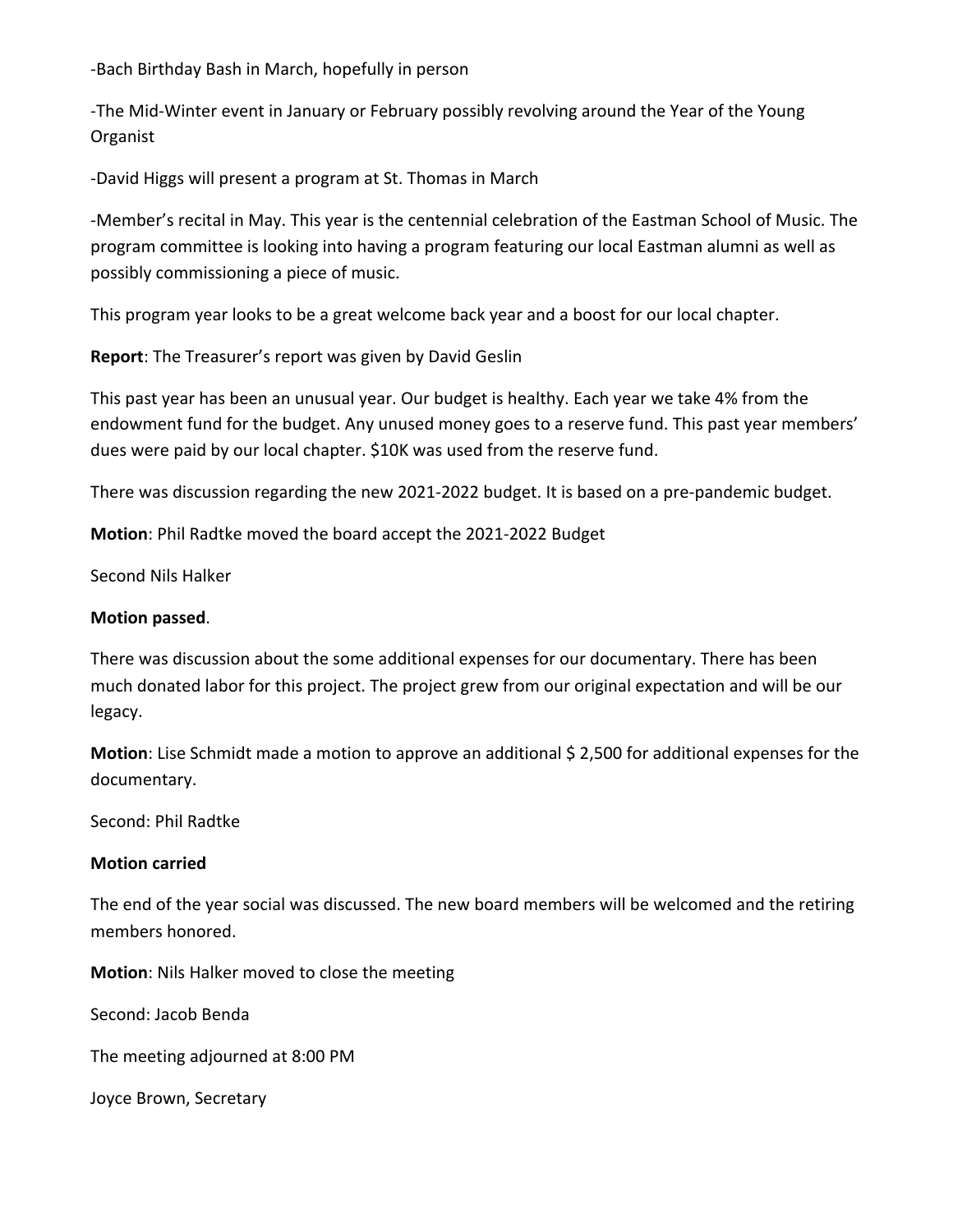-Bach Birthday Bash in March, hopefully in person

-The Mid-Winter event in January or February possibly revolving around the Year of the Young Organist

-David Higgs will present a program at St. Thomas in March

-Member's recital in May. This year is the centennial celebration of the Eastman School of Music. The program committee is looking into having a program featuring our local Eastman alumni as well as possibly commissioning a piece of music.

This program year looks to be a great welcome back year and a boost for our local chapter.

**Report**: The Treasurer's report was given by David Geslin

This past year has been an unusual year. Our budget is healthy. Each year we take 4% from the endowment fund for the budget. Any unused money goes to a reserve fund. This past year members' dues were paid by our local chapter. $10K was used from the reserve fund.

There was discussion regarding the new 2021-2022 budget. It is based on a pre-pandemic budget.

**Motion**: Phil Radtke moved the board accept the 2021-2022 Budget

Second Nils Halker

**Motion passed**.

There was discussion about the some additional expenses for our documentary. There has been much donated labor for this project. The project grew from our original expectation and will be our legacy.

**Motion**: Lise Schmidt made a motion to approve an additional $ 2,500 for additional expenses for the documentary.

Second: Phil Radtke

**Motion carried**

The end of the year social was discussed. The new board members will be welcomed and the retiring members honored.

**Motion**: Nils Halker moved to close the meeting

Second: Jacob Benda

The meeting adjourned at 8:00 PM

Joyce Brown, Secretary